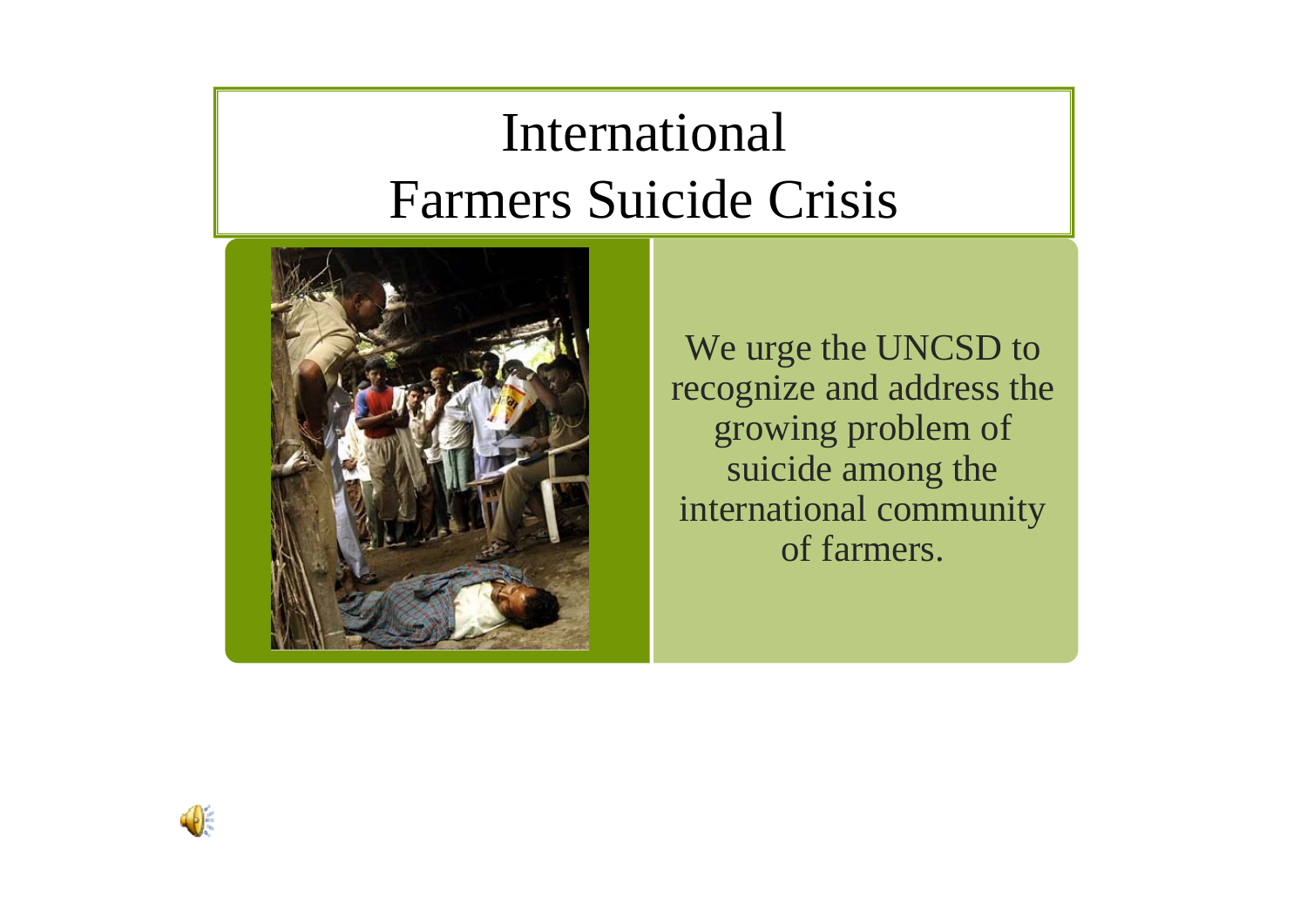# International Farmers Suicide Crisis

We urge the UNCSD to recognize and address the growing problem of suicide among the international community of farmers.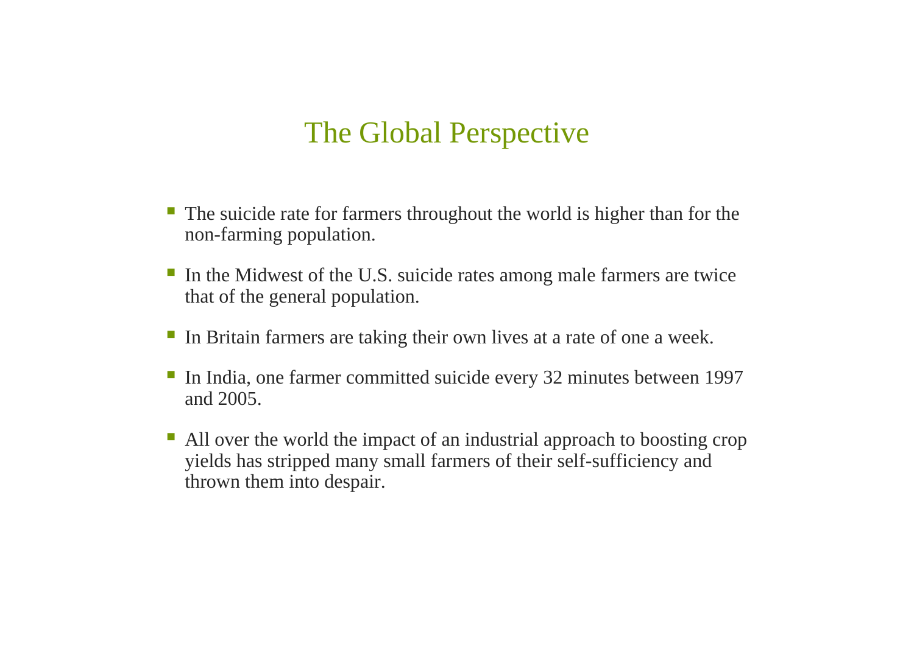# The Global Perspective

- The suicide rate for farmers throughout the world is higher than for the non-farming population.
- In the Midwest of the U.S. suicide rates among male farmers are twice that of the general population.
- In Britain farmers are taking their own lives at a rate of one a week.
- In India, one farmer committed suicide every 32 minutes between 1997 and 2005.
- All over the world the impact of an industrial approach to boosting crop yields has stripped many small farmers of their self-sufficiency and thrown them into despair.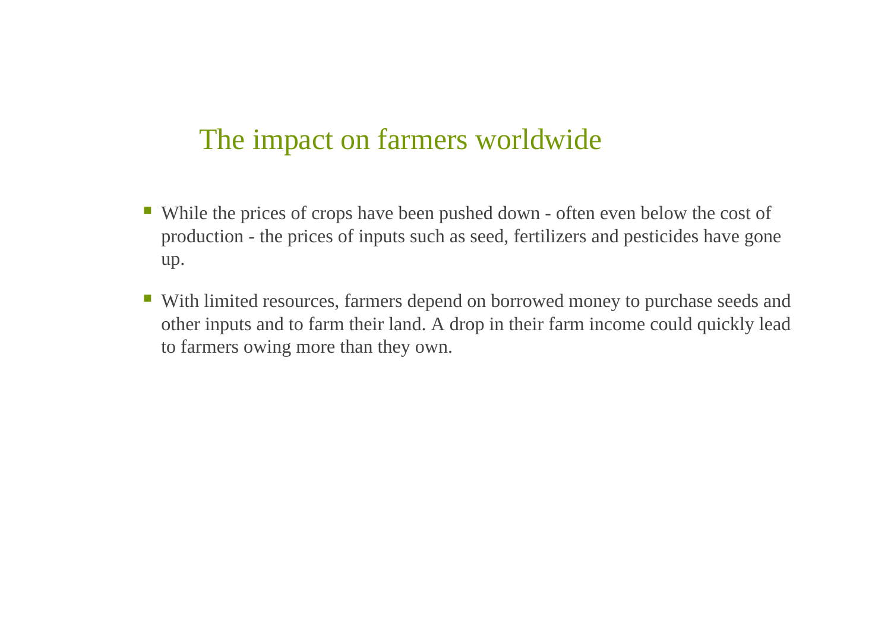## The impact on farmers worldwide

- While the prices of crops have been pushed down - often even below the cost of production - the prices of inputs such as seed, fertilizers and pesticides have gone up.
- With limited resources, farmers depend on borrowed money to purchase seeds and other inputs and to farm their land. A drop in their farm income could quickly lead to farmers owing more than they own.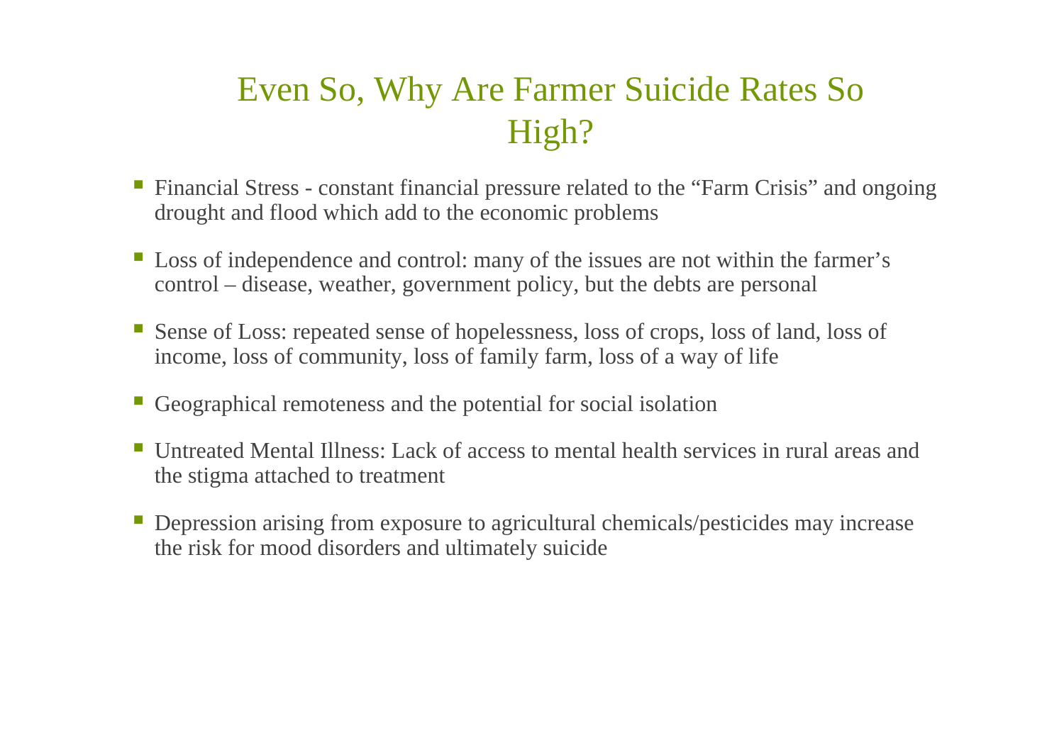# Even So, Why Are Farmer Suicide Rates So High?

- Financial Stress - constant financial pressure related to the "Farm Crisis" and ongoing drought and flood which add to the economic problems
- Loss of independence and control: many of the issues are not within the farmer's control – disease, weather, government policy, but the debts are personal
- Sense of Loss: repeated sense of hopelessness, loss of crops, loss of land, loss of income, loss of community, loss of family farm, loss of a way of life
- Geographical remoteness and the potential for social isolation
- Untreated Mental Illness: Lack of access to mental health services in rural areas and the stigma attached to treatment
- Depression arising from exposure to agricultural chemicals/pesticides may increase the risk for mood disorders and ultimately suicide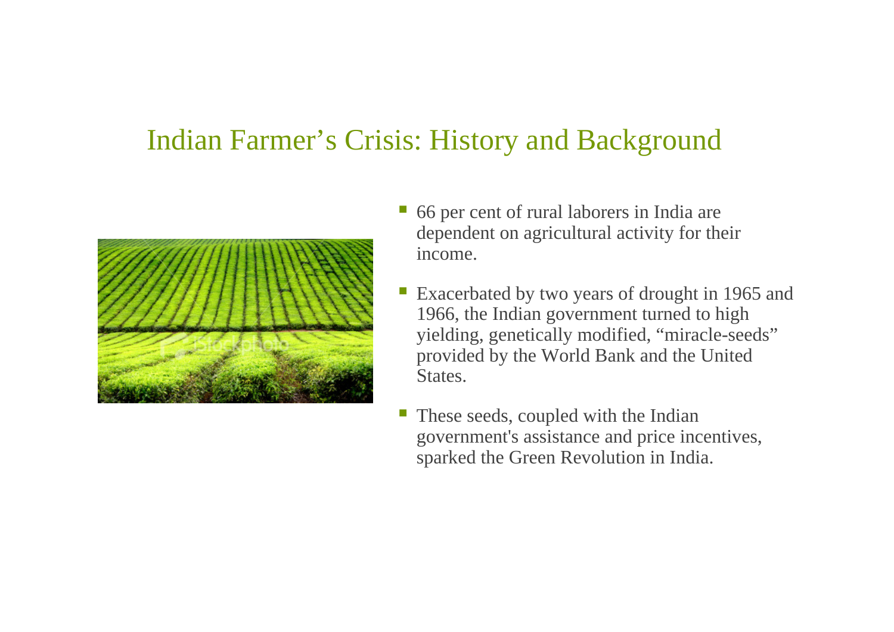# Indian Farmer's Crisis: History and Background

- 66 per cent of rural laborers in India are dependent on agricultural activity for their income.
- Exacerbated by two years of drought in 1965 and 1966, the Indian government turned to high yielding, genetically modified, "miracle-seeds" provided by the World Bank and the United States.
- These seeds, coupled with the Indian government's assistance and price incentives, sparked the Green Revolution in India.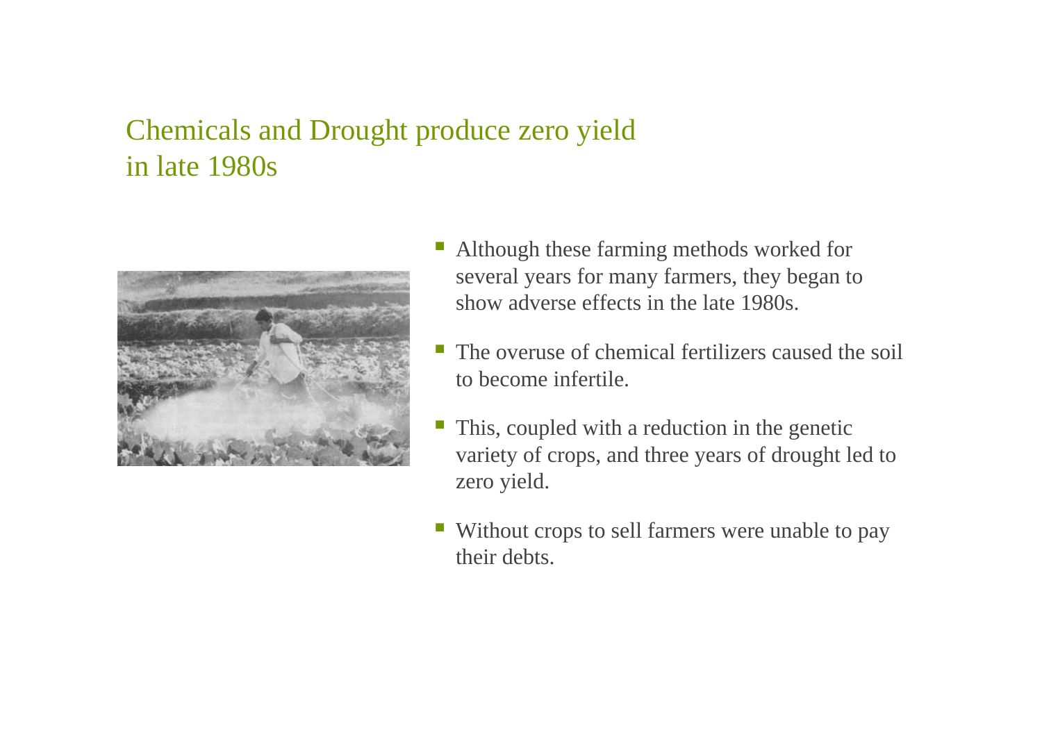## Chemicals and Drought produce zero yield in late 1980s

- Although these farming methods worked for several years for many farmers, they began to show adverse effects in the late 1980s.
- The overuse of chemical fertilizers caused the soil to become infertile.
- This, coupled with a reduction in the genetic variety of crops, and three years of drought led to zero yield.
- Without crops to sell farmers were unable to pay their debts.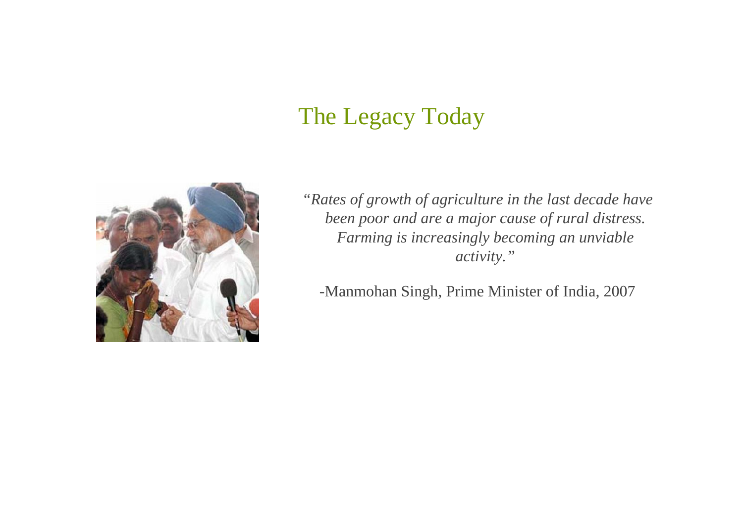# The Legacy Today

*"Rates of growth of agriculture in the last decade have been poor and are a major cause of rural distress. Farming is increasingly becoming an unviable activity."*

-Manmohan Singh, Prime Minister of India, 2007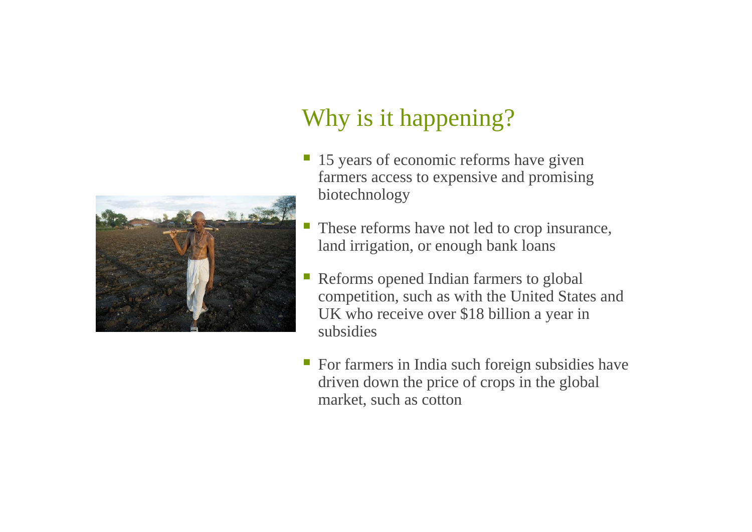# Why is it happening?

- 15 years of economic reforms have given farmers access to expensive and promising biotechnology
- These reforms have not led to crop insurance, land irrigation, or enough bank loans
- Reforms opened Indian farmers to global competition, such as with the United States and UK who receive over $18 billion a year in subsidies
- For farmers in India such foreign subsidies have driven down the price of crops in the global market, such as cotton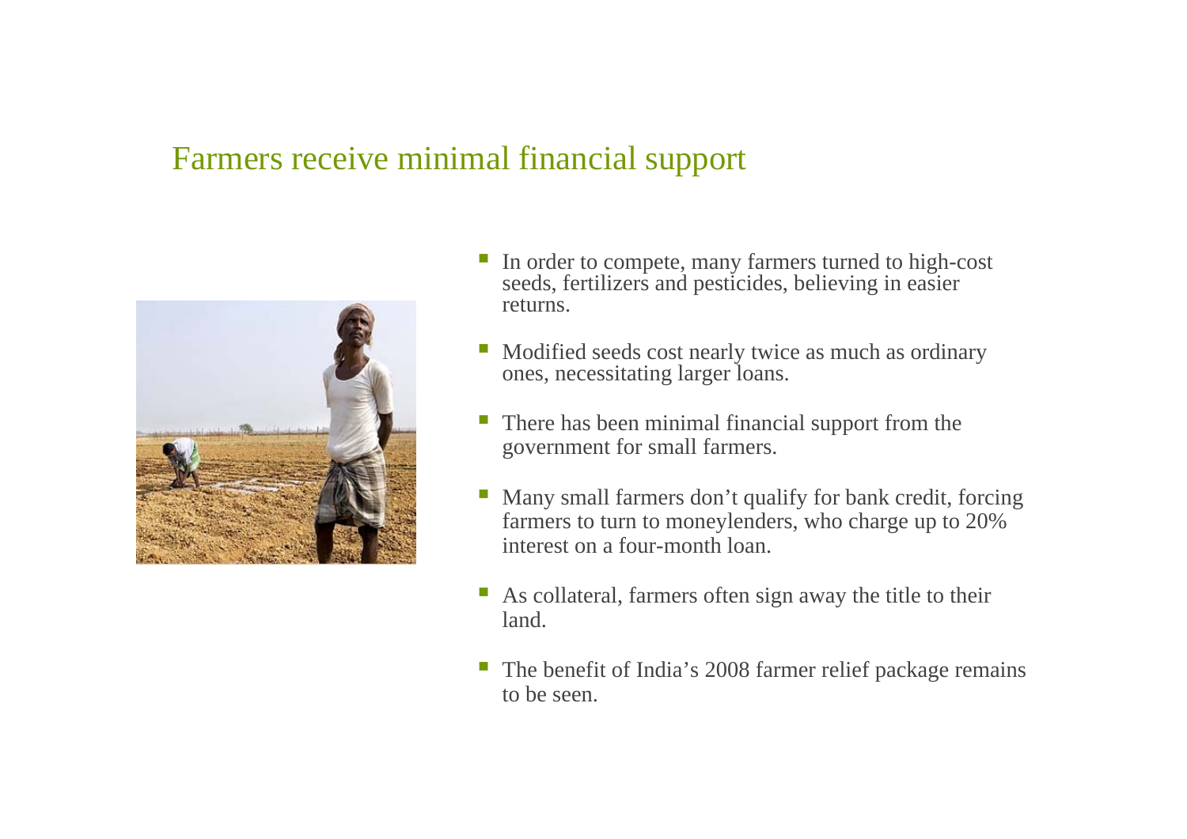# Farmers receive minimal financial support

- In order to compete, many farmers turned to high-cost seeds, fertilizers and pesticides, believing in easier returns.
- Modified seeds cost nearly twice as much as ordinary ones, necessitating larger loans.
- There has been minimal financial support from the government for small farmers.
- Many small farmers don't qualify for bank credit, forcing farmers to turn to moneylenders, who charge up to 20% interest on a four-month loan.
- As collateral, farmers often sign away the title to their land.
- The benefit of India's 2008 farmer relief package remains to be seen.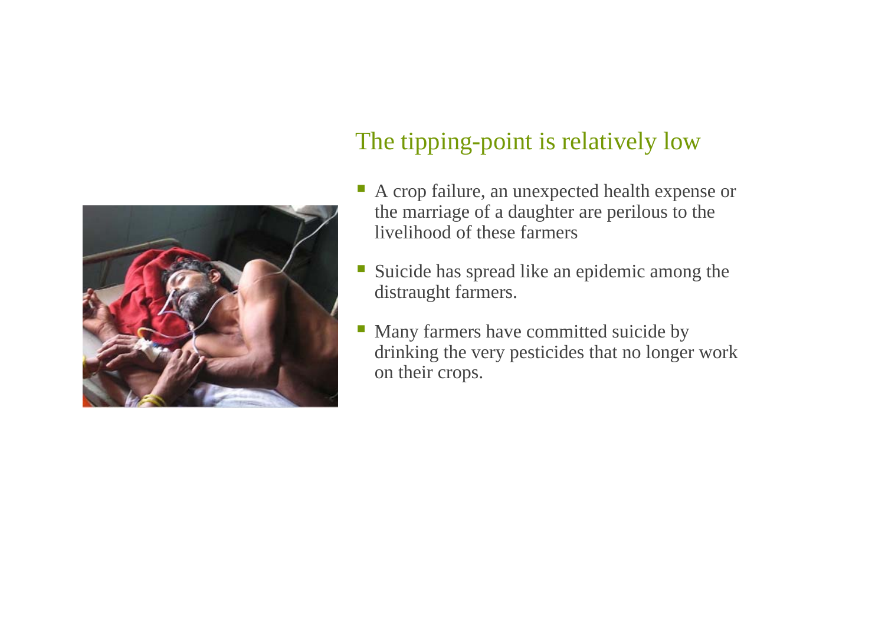## The tipping-point is relatively low

- A crop failure, an unexpected health expense or the marriage of a daughter are perilous to the livelihood of these farmers
- Suicide has spread like an epidemic among the distraught farmers.
- Many farmers have committed suicide by drinking the very pesticides that no longer work on their crops.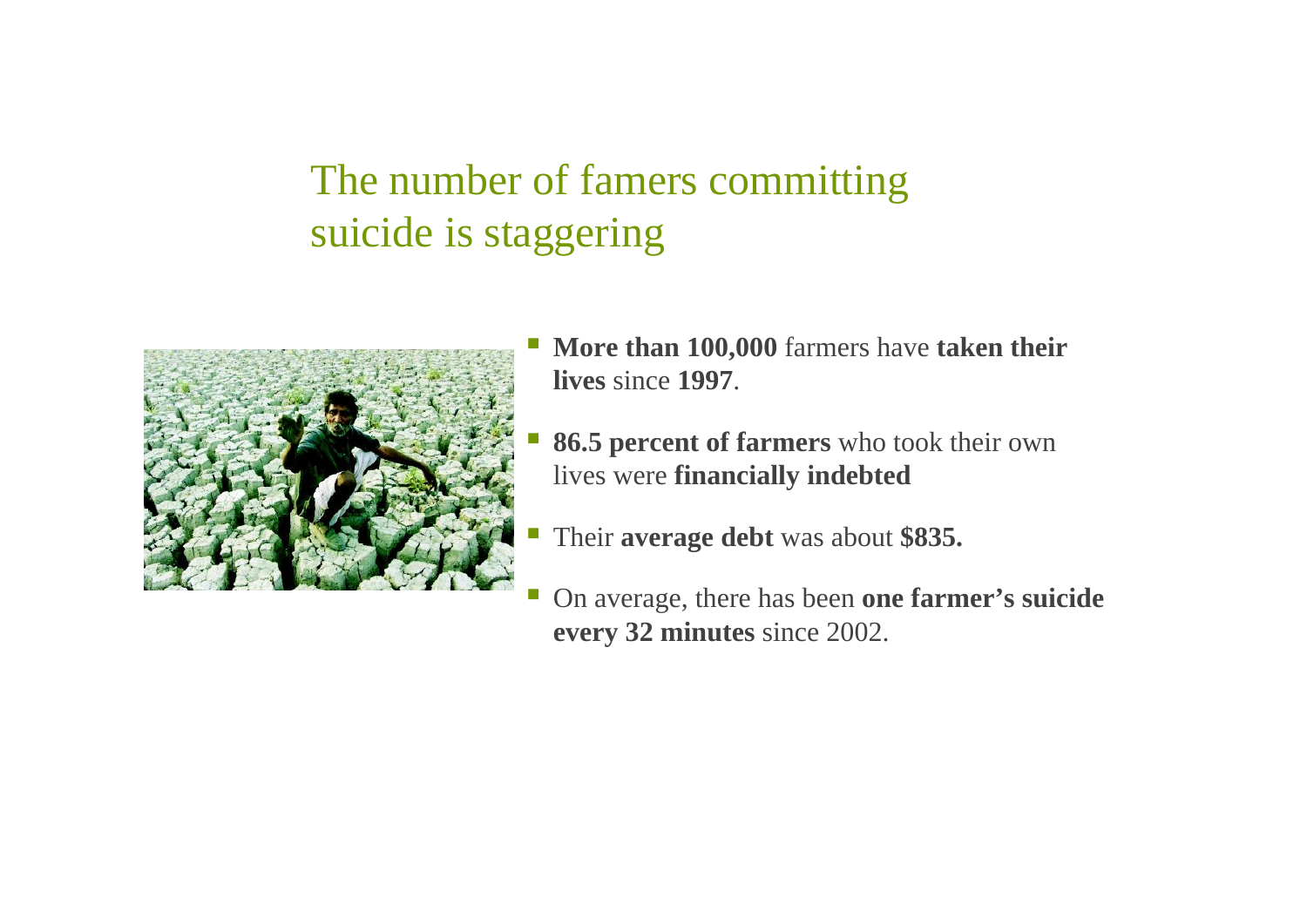# The number of famers committing suicide is staggering

- **More than 100,000** farmers have **taken their lives** since **1997**.
- **86.5 percent of farmers** who took their own lives were **financially indebted**
- Their **average debt** was about **$835.**
- On average, there has been **one farmer's suicide every 32 minutes** since 2002.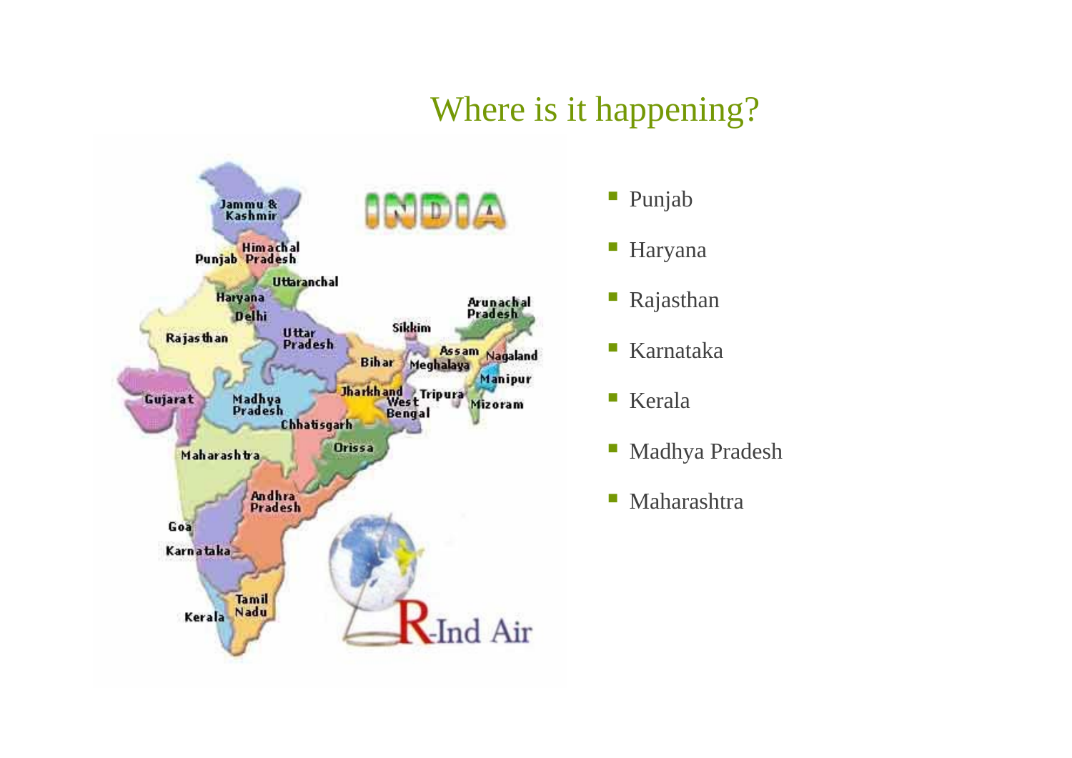# Where is it happening?

- Punjab
- Haryana
- Rajasthan
- Karnataka
- Kerala
- Madhya Pradesh
- Maharashtra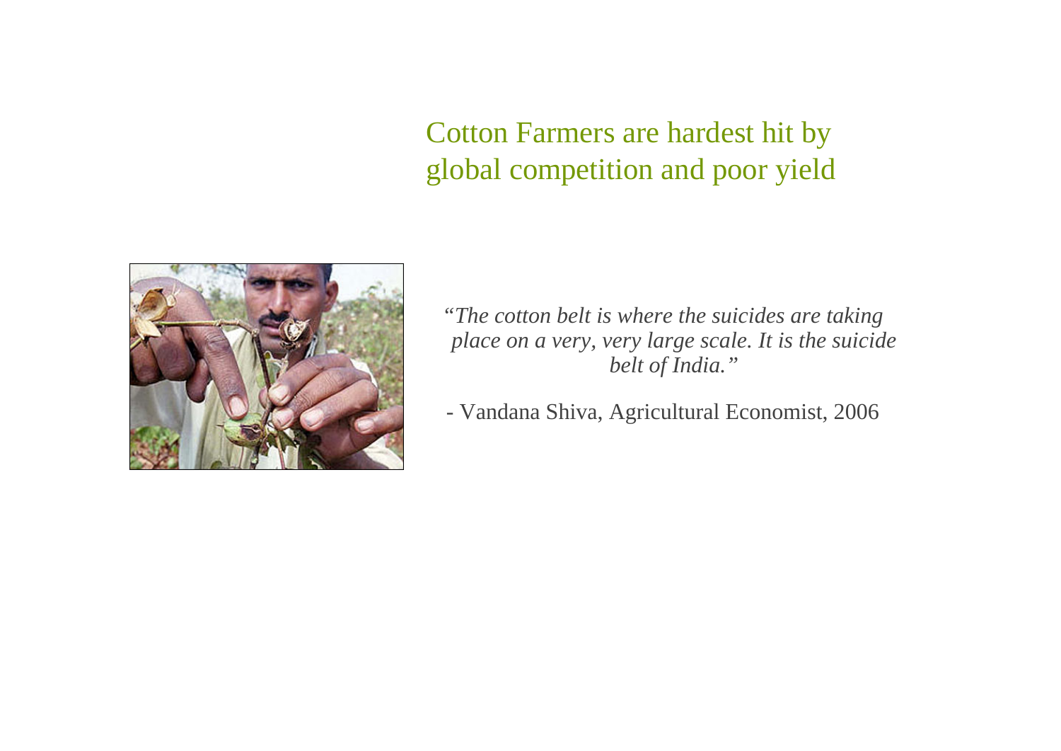# Cotton Farmers are hardest hit by global competition and poor yield

*"The cotton belt is where the suicides are taking place on a very, very large scale. It is the suicide belt of India."*

- Vandana Shiva, Agricultural Economist, 2006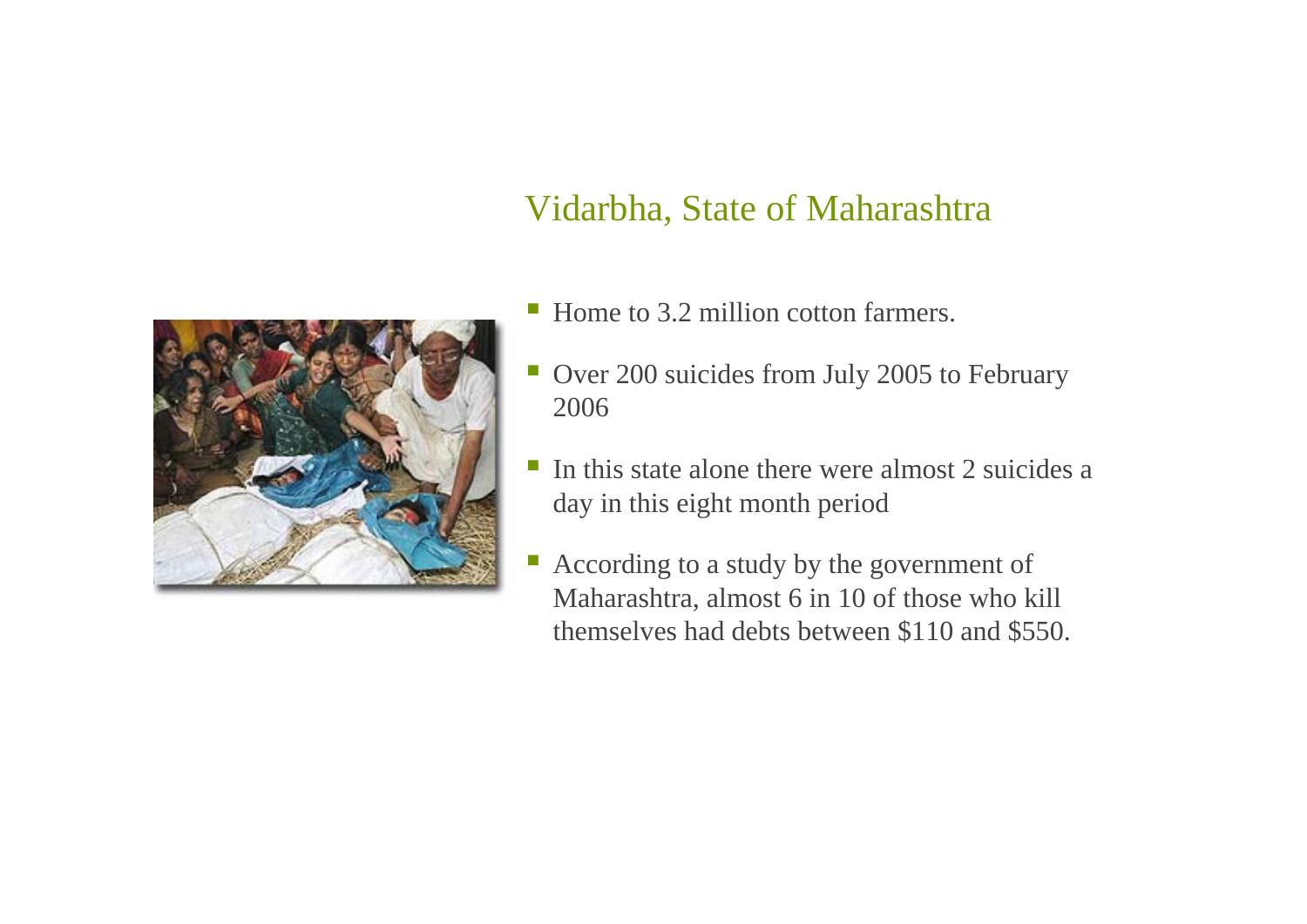## Vidarbha, State of Maharashtra

- Home to 3.2 million cotton farmers.
- Over 200 suicides from July 2005 to February 2006
- In this state alone there were almost 2 suicides a day in this eight month period
- According to a study by the government of Maharashtra, almost 6 in 10 of those who kill themselves had debts between $110 and $550.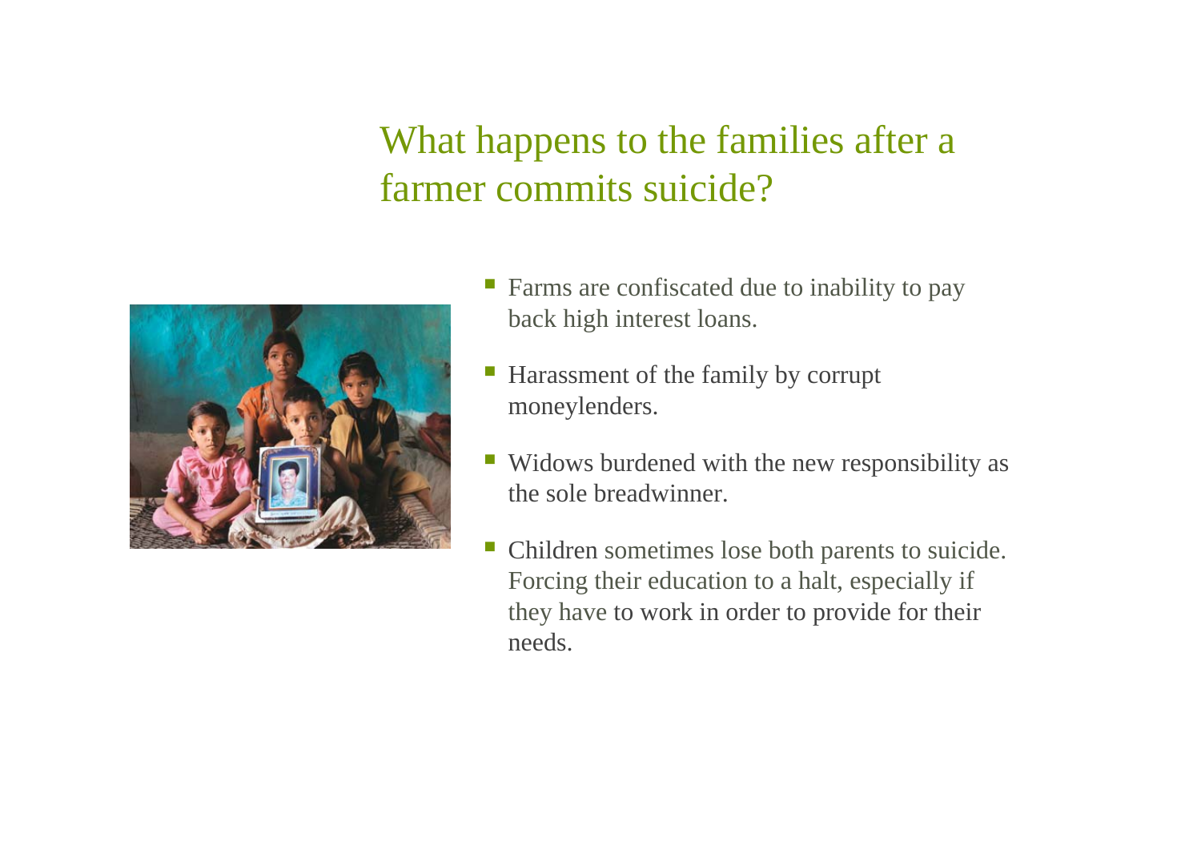# What happens to the families after a farmer commits suicide?

- Farms are confiscated due to inability to pay back high interest loans.
- Harassment of the family by corrupt moneylenders.
- Widows burdened with the new responsibility as the sole breadwinner.
- Children sometimes lose both parents to suicide. Forcing their education to a halt, especially if they have to work in order to provide for their needs.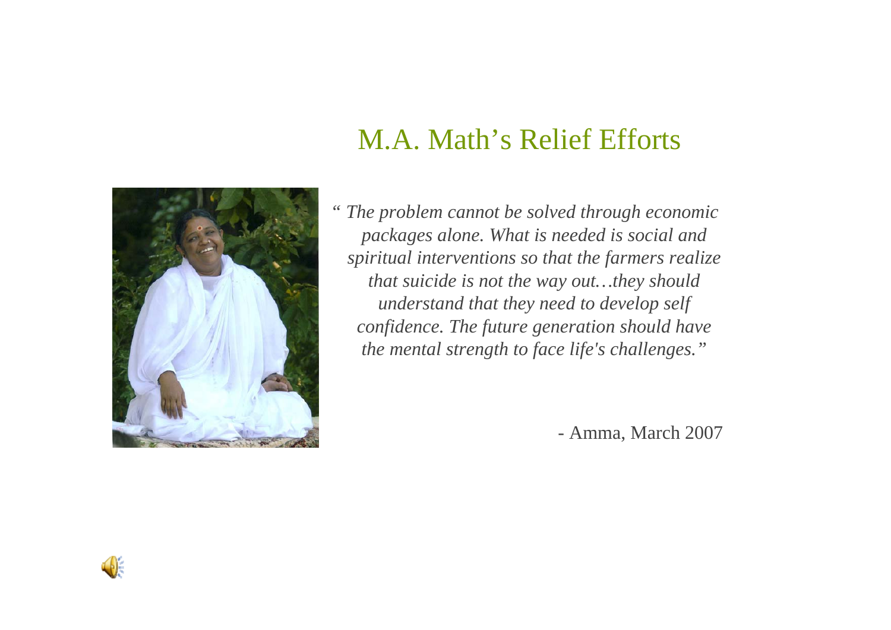# M.A. Math's Relief Efforts

*" The problem cannot be solved through economic packages alone. What is needed is social and spiritual interventions so that the farmers realize that suicide is not the way out…they should understand that they need to develop self confidence. The future generation should have the mental strength to face life's challenges."*

- Amma, March 2007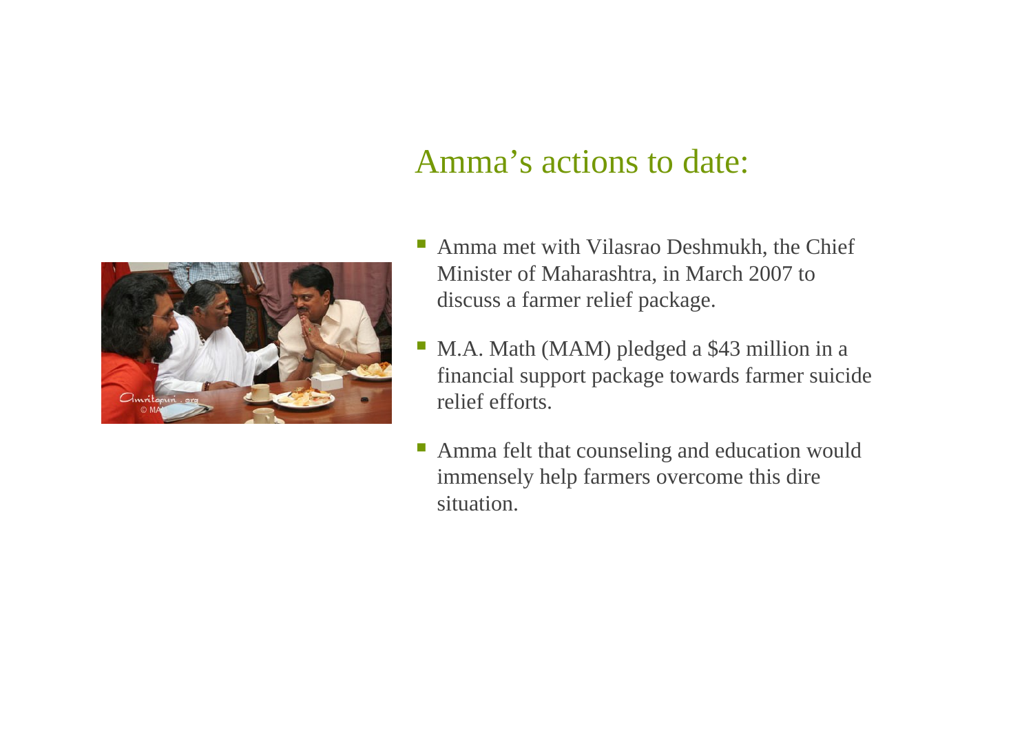## Amma's actions to date:

- Amma met with Vilasrao Deshmukh, the Chief Minister of Maharashtra, in March 2007 to discuss a farmer relief package.
- M.A. Math (MAM) pledged a $43 million in a financial support package towards farmer suicide relief efforts.
- Amma felt that counseling and education would immensely help farmers overcome this dire situation.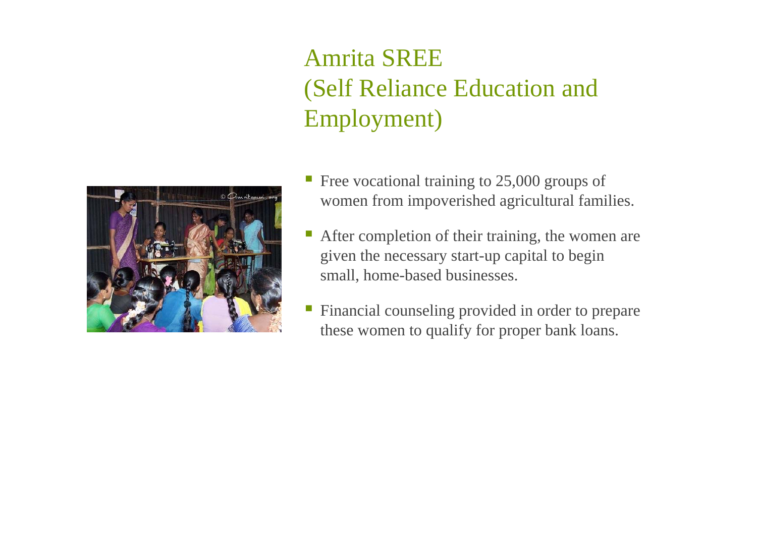# Amrita SREE
# (Self Reliance Education and Employment)

- Free vocational training to 25,000 groups of women from impoverished agricultural families.
- After completion of their training, the women are given the necessary start-up capital to begin small, home-based businesses.
- Financial counseling provided in order to prepare these women to qualify for proper bank loans.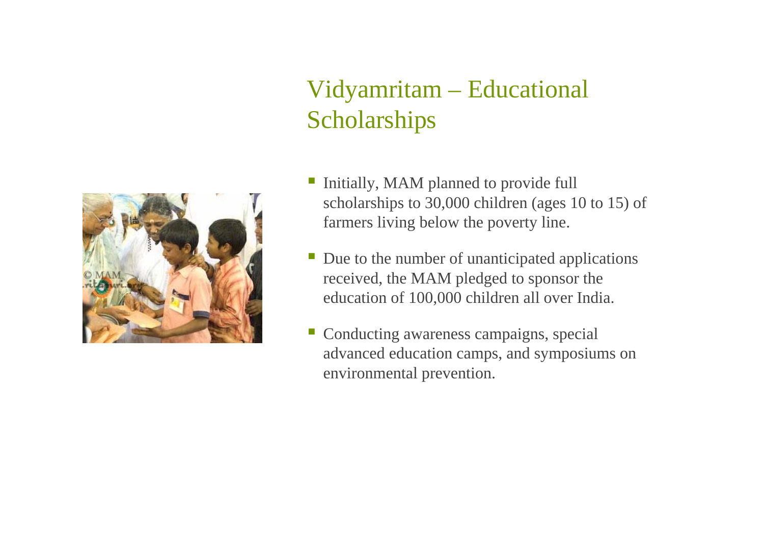# Vidyamritam – Educational Scholarships

- Initially, MAM planned to provide full scholarships to 30,000 children (ages 10 to 15) of farmers living below the poverty line.
- Due to the number of unanticipated applications received, the MAM pledged to sponsor the education of 100,000 children all over India.
- Conducting awareness campaigns, special advanced education camps, and symposiums on environmental prevention.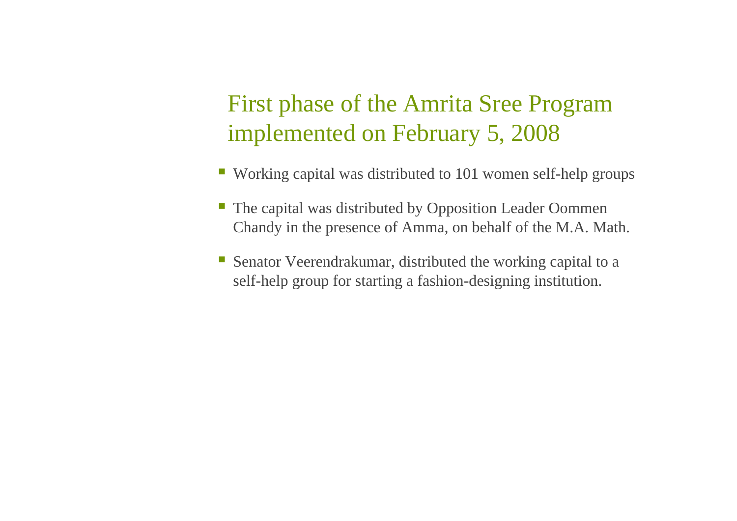## First phase of the Amrita Sree Program implemented on February 5, 2008

- Working capital was distributed to 101 women self-help groups
- The capital was distributed by Opposition Leader Oommen Chandy in the presence of Amma, on behalf of the M.A. Math.
- Senator Veerendrakumar, distributed the working capital to a self-help group for starting a fashion-designing institution.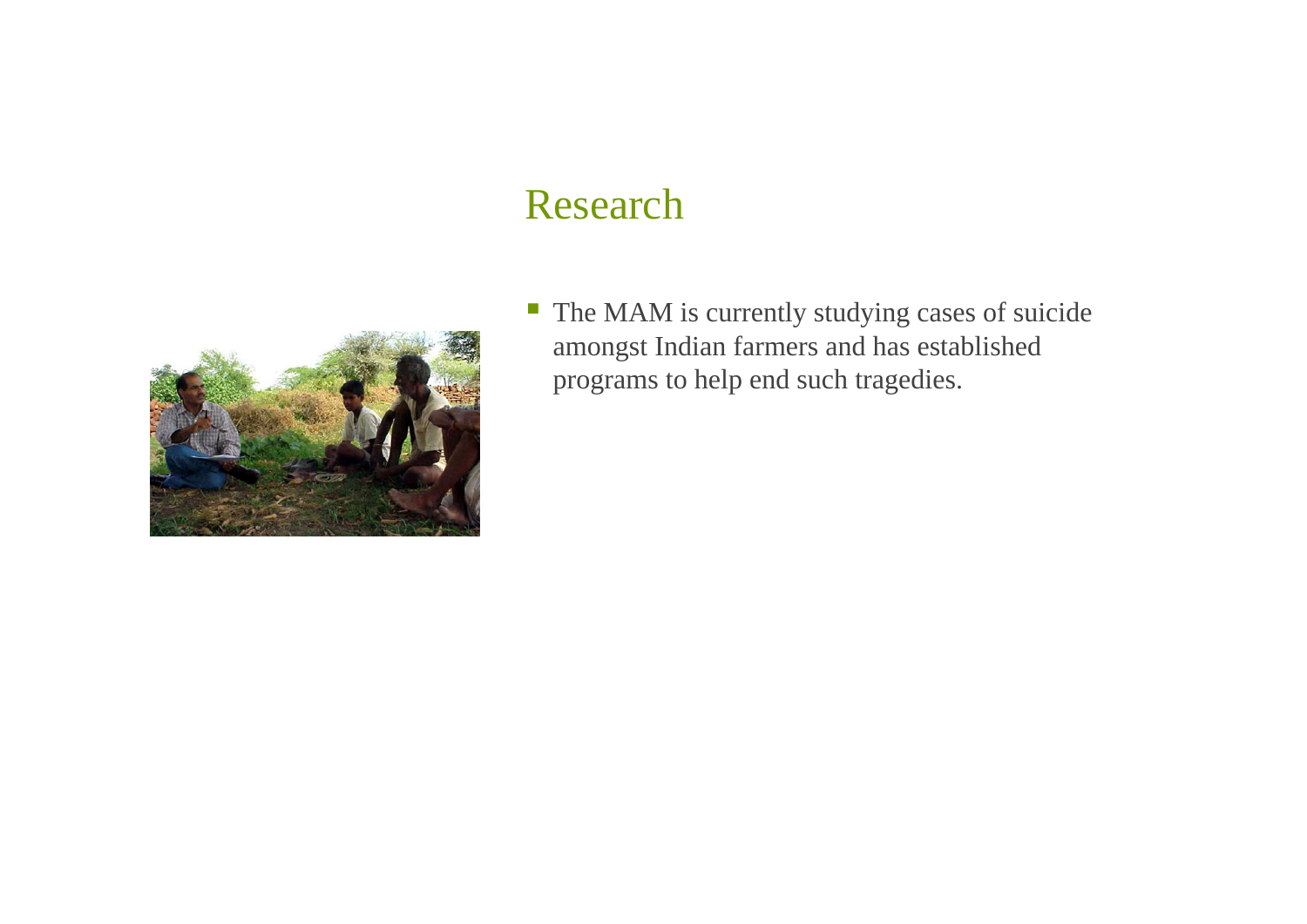# Research

- The MAM is currently studying cases of suicide amongst Indian farmers and has established programs to help end such tragedies.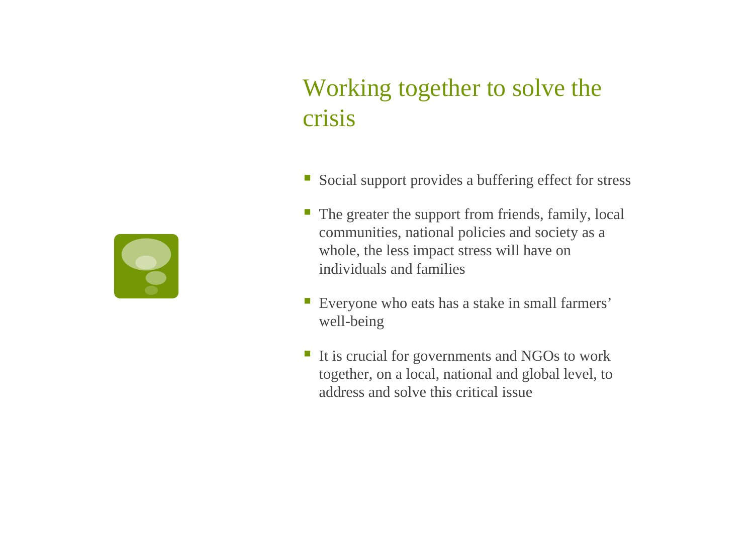# Working together to solve the crisis

- Social support provides a buffering effect for stress
- The greater the support from friends, family, local communities, national policies and society as a whole, the less impact stress will have on individuals and families
- Everyone who eats has a stake in small farmers' well-being
- It is crucial for governments and NGOs to work together, on a local, national and global level, to address and solve this critical issue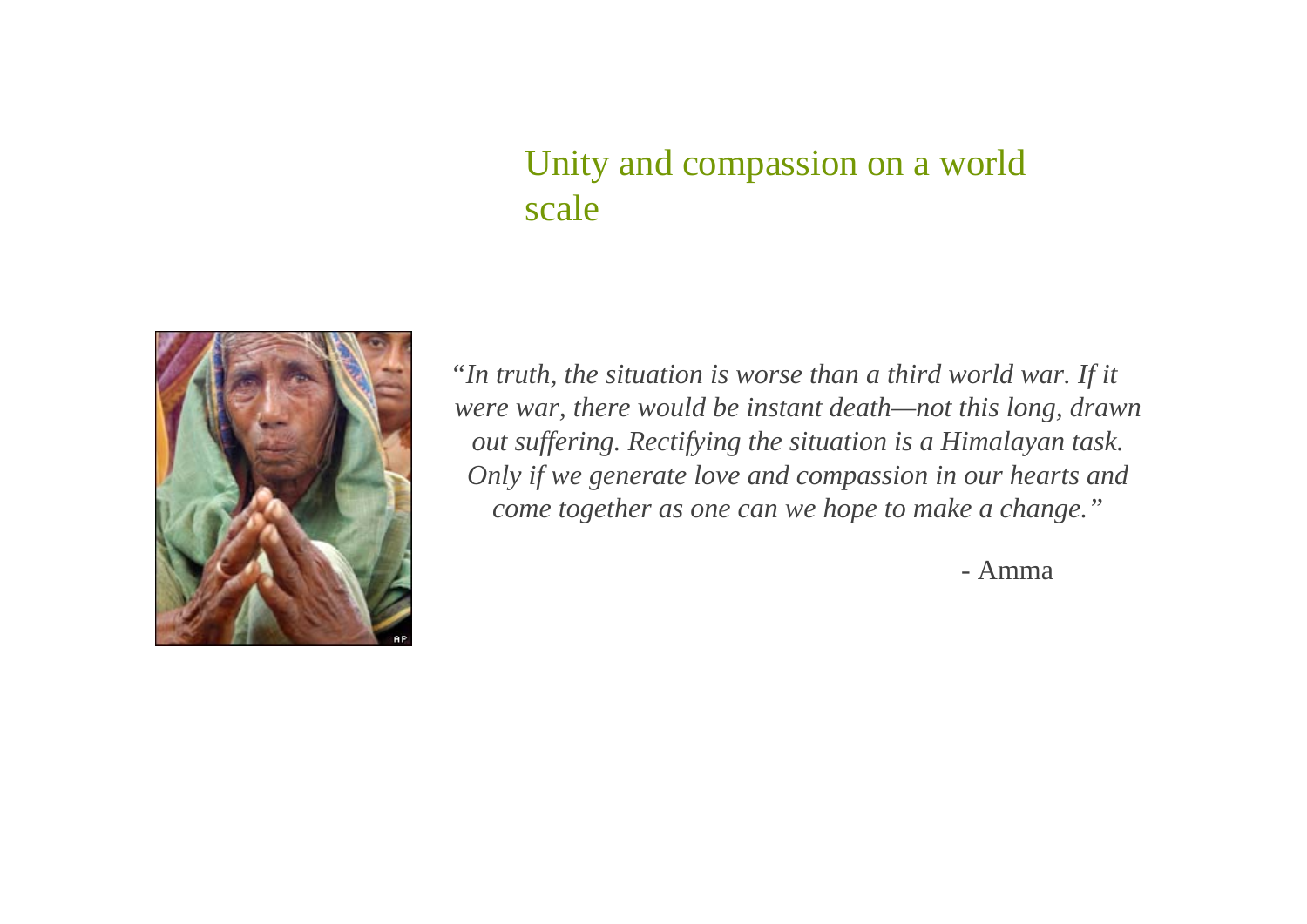## Unity and compassion on a world scale

*"In truth, the situation is worse than a third world war. If it were war, there would be instant death—not this long, drawn out suffering. Rectifying the situation is a Himalayan task. Only if we generate love and compassion in our hearts and come together as one can we hope to make a change."*

- Amma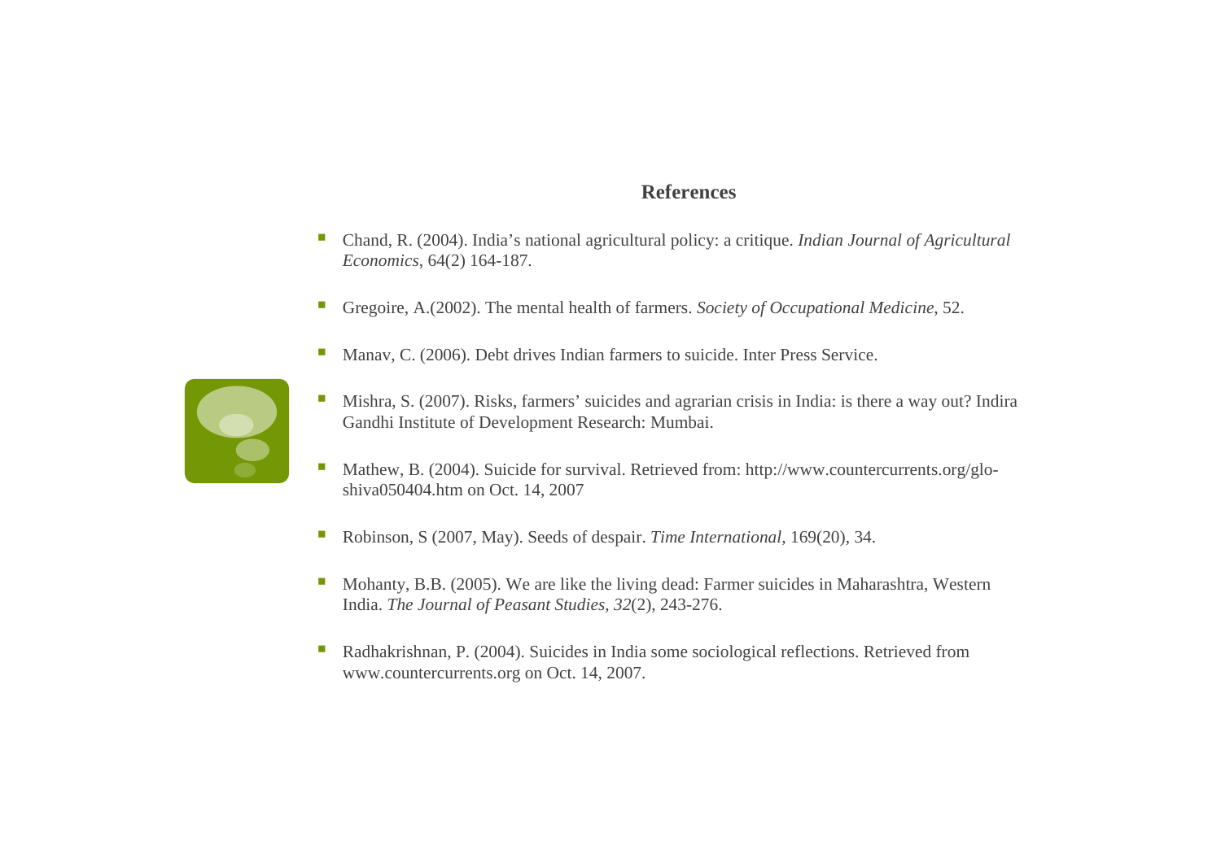## References

- Chand, R. (2004). India's national agricultural policy: a critique. *Indian Journal of Agricultural Economics*, 64(2) 164-187.
- Gregoire, A.(2002). The mental health of farmers. *Society of Occupational Medicine*, 52.
- Manav, C. (2006). Debt drives Indian farmers to suicide. Inter Press Service.
- Mishra, S. (2007). Risks, farmers' suicides and agrarian crisis in India: is there a way out? Indira Gandhi Institute of Development Research: Mumbai.
- Mathew, B. (2004). Suicide for survival. Retrieved from: http://www.countercurrents.org/glo-shiva050404.htm on Oct. 14, 2007
- Robinson, S (2007, May). Seeds of despair. *Time International*, 169(20), 34.
- Mohanty, B.B. (2005). We are like the living dead: Farmer suicides in Maharashtra, Western India. *The Journal of Peasant Studies*, *32*(2), 243-276.
- Radhakrishnan, P. (2004). Suicides in India some sociological reflections. Retrieved from www.countercurrents.org on Oct. 14, 2007.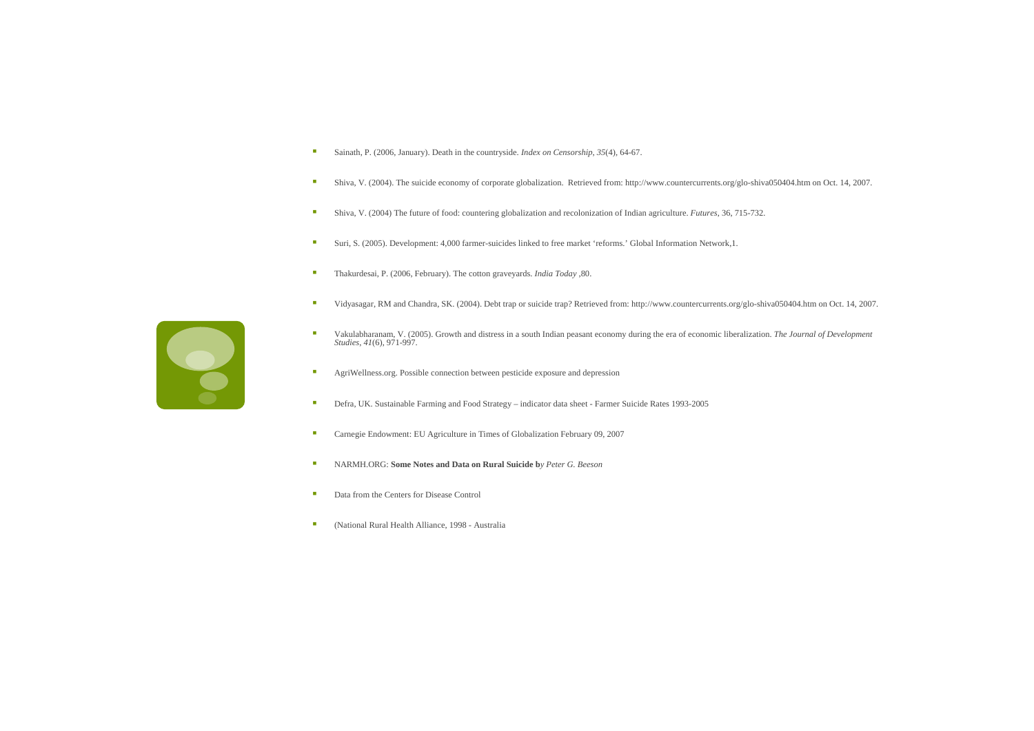- Sainath, P. (2006, January). Death in the countryside. *Index on Censorship*, *35*(4), 64-67.
- Shiva, V. (2004). The suicide economy of corporate globalization. Retrieved from: http://www.countercurrents.org/glo-shiva050404.htm on Oct. 14, 2007.
- Shiva, V. (2004) The future of food: countering globalization and recolonization of Indian agriculture. *Futures*, 36, 715-732.
- Suri, S. (2005). Development: 4,000 farmer-suicides linked to free market 'reforms.' Global Information Network,1.
- Thakurdesai, P. (2006, February). The cotton graveyards. *India Today* ,80.
- Vidyasagar, RM and Chandra, SK. (2004). Debt trap or suicide trap? Retrieved from: http://www.countercurrents.org/glo-shiva050404.htm on Oct. 14, 2007.
- Vakulabharanam, V. (2005). Growth and distress in a south Indian peasant economy during the era of economic liberalization. *The Journal of Development Studies*, *41*(6), 971-997.
- AgriWellness.org. Possible connection between pesticide exposure and depression
- Defra, UK. Sustainable Farming and Food Strategy – indicator data sheet - Farmer Suicide Rates 1993-2005
- Carnegie Endowment: EU Agriculture in Times of Globalization February 09, 2007
- NARMH.ORG: **Some Notes and Data on Rural Suicide b***y Peter G. Beeson*
- Data from the Centers for Disease Control
- (National Rural Health Alliance, 1998 - Australia